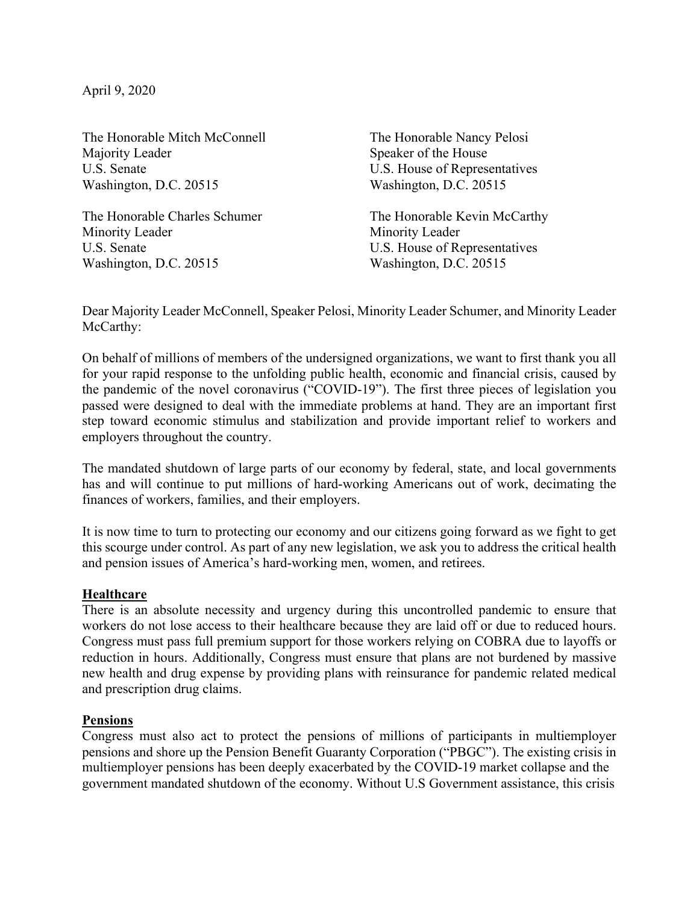April 9, 2020

The Honorable Mitch McConnell
Majority Leader
U.S. Senate
Washington, D.C. 20515

The Honorable Nancy Pelosi
Speaker of the House
U.S. House of Representatives
Washington, D.C. 20515

The Honorable Charles Schumer
Minority Leader
U.S. Senate
Washington, D.C. 20515

The Honorable Kevin McCarthy
Minority Leader
U.S. House of Representatives
Washington, D.C. 20515

Dear Majority Leader McConnell, Speaker Pelosi, Minority Leader Schumer, and Minority Leader McCarthy:

On behalf of millions of members of the undersigned organizations, we want to first thank you all for your rapid response to the unfolding public health, economic and financial crisis, caused by the pandemic of the novel coronavirus ("COVID-19"). The first three pieces of legislation you passed were designed to deal with the immediate problems at hand. They are an important first step toward economic stimulus and stabilization and provide important relief to workers and employers throughout the country.

The mandated shutdown of large parts of our economy by federal, state, and local governments has and will continue to put millions of hard-working Americans out of work, decimating the finances of workers, families, and their employers.

It is now time to turn to protecting our economy and our citizens going forward as we fight to get this scourge under control. As part of any new legislation, we ask you to address the critical health and pension issues of America's hard-working men, women, and retirees.

**Healthcare**

There is an absolute necessity and urgency during this uncontrolled pandemic to ensure that workers do not lose access to their healthcare because they are laid off or due to reduced hours. Congress must pass full premium support for those workers relying on COBRA due to layoffs or reduction in hours. Additionally, Congress must ensure that plans are not burdened by massive new health and drug expense by providing plans with reinsurance for pandemic related medical and prescription drug claims.

**Pensions**

Congress must also act to protect the pensions of millions of participants in multiemployer pensions and shore up the Pension Benefit Guaranty Corporation ("PBGC"). The existing crisis in multiemployer pensions has been deeply exacerbated by the COVID-19 market collapse and the government mandated shutdown of the economy. Without U.S Government assistance, this crisis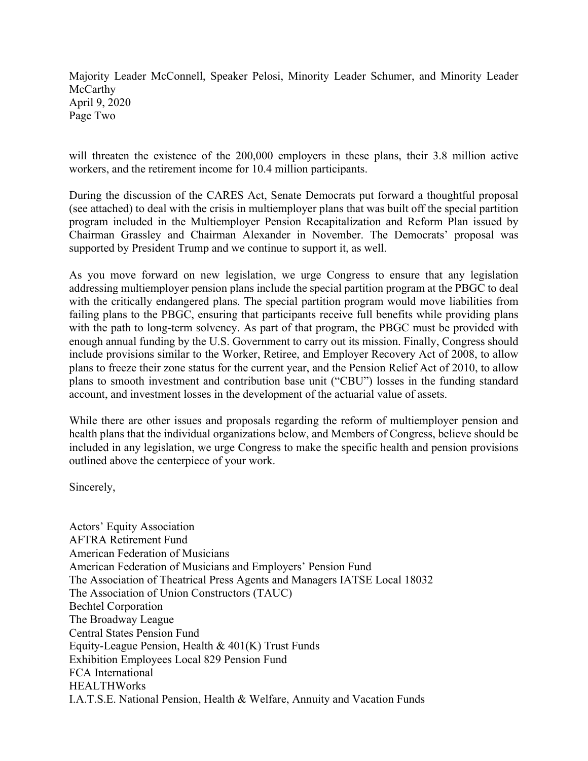will threaten the existence of the 200,000 employers in these plans, their 3.8 million active workers, and the retirement income for 10.4 million participants.

During the discussion of the CARES Act, Senate Democrats put forward a thoughtful proposal (see attached) to deal with the crisis in multiemployer plans that was built off the special partition program included in the Multiemployer Pension Recapitalization and Reform Plan issued by Chairman Grassley and Chairman Alexander in November. The Democrats' proposal was supported by President Trump and we continue to support it, as well.

As you move forward on new legislation, we urge Congress to ensure that any legislation addressing multiemployer pension plans include the special partition program at the PBGC to deal with the critically endangered plans. The special partition program would move liabilities from failing plans to the PBGC, ensuring that participants receive full benefits while providing plans with the path to long-term solvency. As part of that program, the PBGC must be provided with enough annual funding by the U.S. Government to carry out its mission. Finally, Congress should include provisions similar to the Worker, Retiree, and Employer Recovery Act of 2008, to allow plans to freeze their zone status for the current year, and the Pension Relief Act of 2010, to allow plans to smooth investment and contribution base unit ("CBU") losses in the funding standard account, and investment losses in the development of the actuarial value of assets.

While there are other issues and proposals regarding the reform of multiemployer pension and health plans that the individual organizations below, and Members of Congress, believe should be included in any legislation, we urge Congress to make the specific health and pension provisions outlined above the centerpiece of your work.

Sincerely,

Actors' Equity Association
AFTRA Retirement Fund
American Federation of Musicians
American Federation of Musicians and Employers' Pension Fund
The Association of Theatrical Press Agents and Managers IATSE Local 18032
The Association of Union Constructors (TAUC)
Bechtel Corporation
The Broadway League
Central States Pension Fund
Equity-League Pension, Health & 401(K) Trust Funds
Exhibition Employees Local 829 Pension Fund
FCA International
HEALTHWorks
I.A.T.S.E. National Pension, Health & Welfare, Annuity and Vacation Funds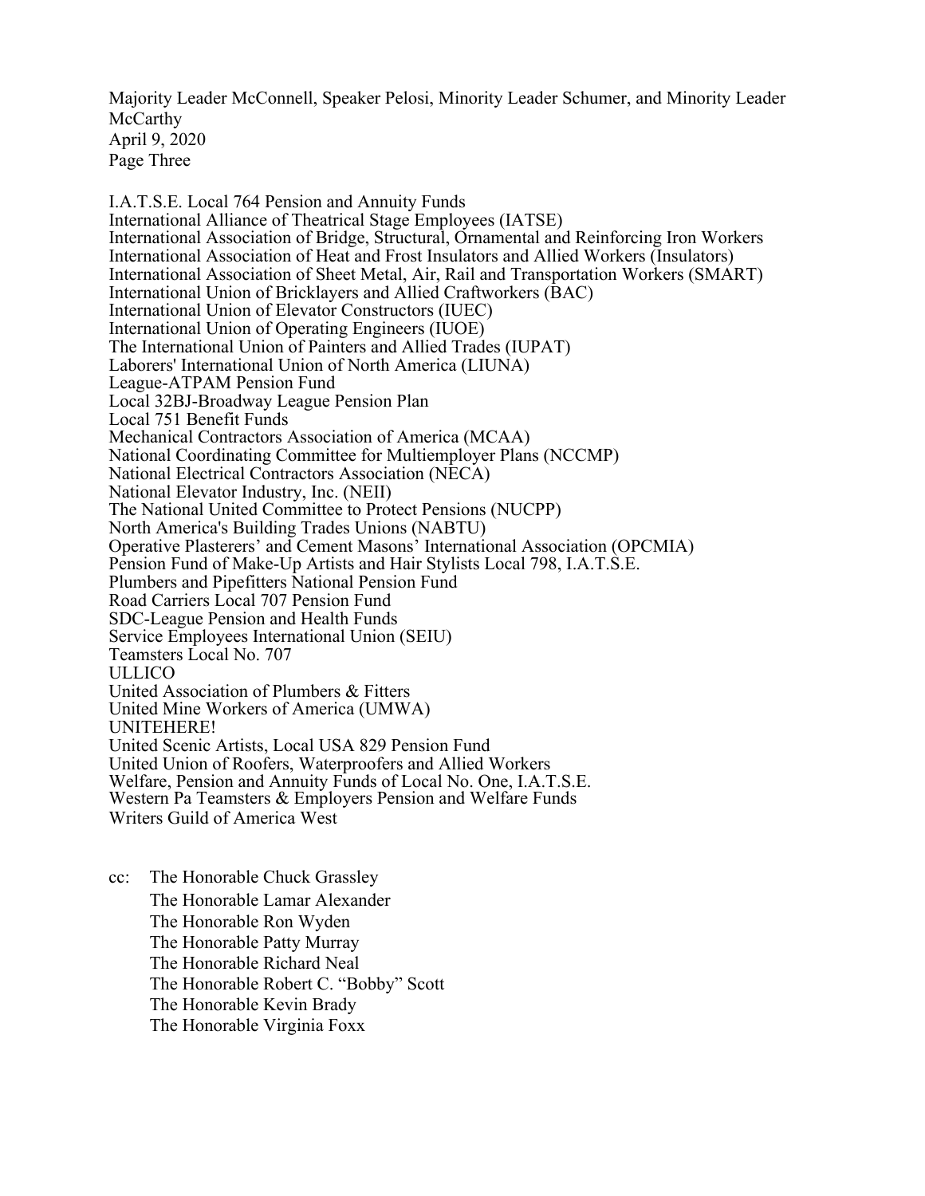I.A.T.S.E. Local 764 Pension and Annuity Funds
International Alliance of Theatrical Stage Employees (IATSE)
International Association of Bridge, Structural, Ornamental and Reinforcing Iron Workers
International Association of Heat and Frost Insulators and Allied Workers (Insulators)
International Association of Sheet Metal, Air, Rail and Transportation Workers (SMART)
International Union of Bricklayers and Allied Craftworkers (BAC)
International Union of Elevator Constructors (IUEC)
International Union of Operating Engineers (IUOE)
The International Union of Painters and Allied Trades (IUPAT)
Laborers' International Union of North America (LIUNA)
League-ATPAM Pension Fund
Local 32BJ-Broadway League Pension Plan
Local 751 Benefit Funds
Mechanical Contractors Association of America (MCAA)
National Coordinating Committee for Multiemployer Plans (NCCMP)
National Electrical Contractors Association (NECA)
National Elevator Industry, Inc. (NEII)
The National United Committee to Protect Pensions (NUCPP)
North America's Building Trades Unions (NABTU)
Operative Plasterers' and Cement Masons' International Association (OPCMIA)
Pension Fund of Make-Up Artists and Hair Stylists Local 798, I.A.T.S.E.
Plumbers and Pipefitters National Pension Fund
Road Carriers Local 707 Pension Fund
SDC-League Pension and Health Funds
Service Employees International Union (SEIU)
Teamsters Local No. 707
ULLICO
United Association of Plumbers & Fitters
United Mine Workers of America (UMWA)
UNITEHERE!
United Scenic Artists, Local USA 829 Pension Fund
United Union of Roofers, Waterproofers and Allied Workers
Welfare, Pension and Annuity Funds of Local No. One, I.A.T.S.E.
Western Pa Teamsters & Employers Pension and Welfare Funds
Writers Guild of America West

cc: The Honorable Chuck Grassley
The Honorable Lamar Alexander
The Honorable Ron Wyden
The Honorable Patty Murray
The Honorable Richard Neal
The Honorable Robert C. "Bobby" Scott
The Honorable Kevin Brady
The Honorable Virginia Foxx